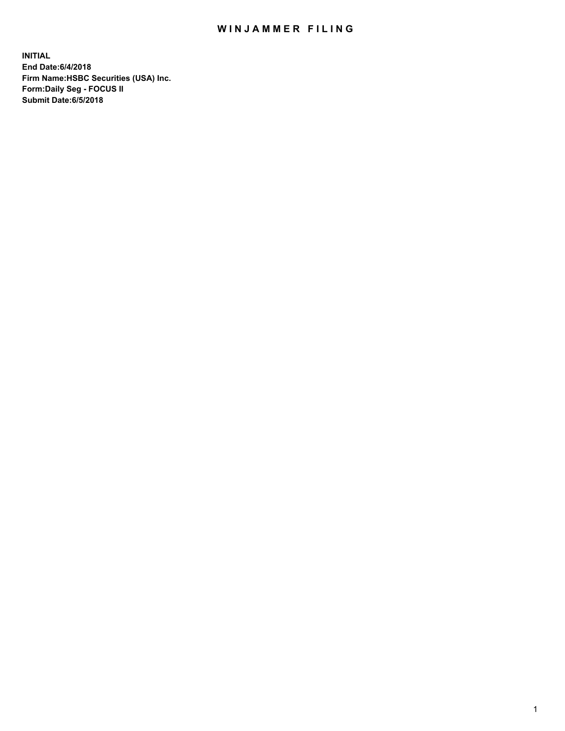# WINJAMMER FILING

**INITIAL**
**End Date:6/4/2018**
**Firm Name:HSBC Securities (USA) Inc.**
**Form:Daily Seg - FOCUS II**
**Submit Date:6/5/2018**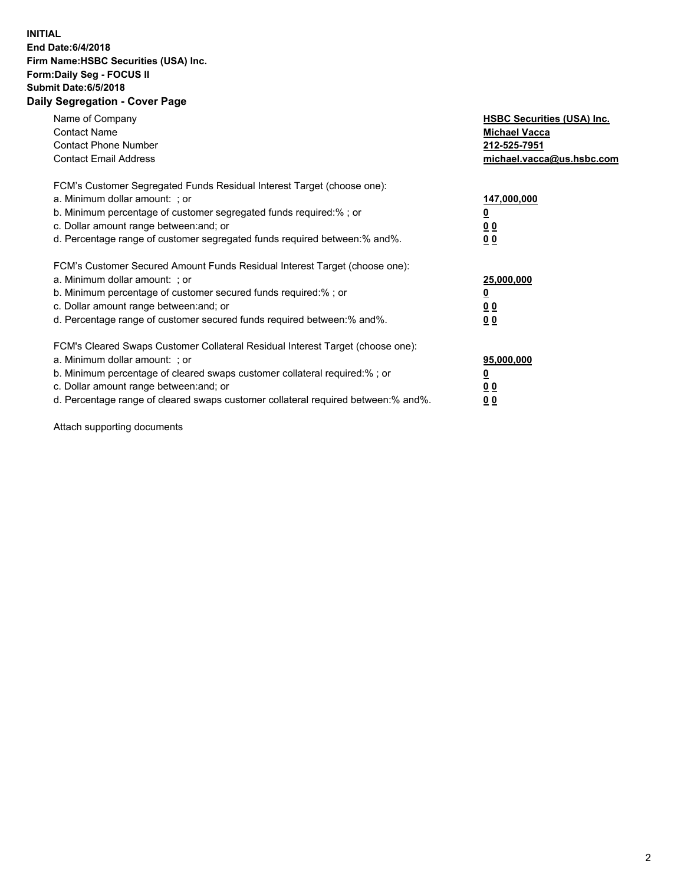**INITIAL**
**End Date:6/4/2018**
**Firm Name:HSBC Securities (USA) Inc.**
**Form:Daily Seg - FOCUS II**
**Submit Date:6/5/2018**
**Daily Segregation - Cover Page**

| | |
|---|---|
| Name of Company | **HSBC Securities (USA) Inc.** |
| Contact Name | **Michael Vacca** |
| Contact Phone Number | **212-525-7951** |
| Contact Email Address | **michael.vacca@us.hsbc.com** |
| | |
| FCM's Customer Segregated Funds Residual Interest Target (choose one): | |
| a. Minimum dollar amount: ; or | **147,000,000** |
| b. Minimum percentage of customer segregated funds required:% ; or | **0** |
| c. Dollar amount range between:and; or | **0 0** |
| d. Percentage range of customer segregated funds required between:% and%. | **0 0** |
| | |
| FCM's Customer Secured Amount Funds Residual Interest Target (choose one): | |
| a. Minimum dollar amount: ; or | **25,000,000** |
| b. Minimum percentage of customer secured funds required:% ; or | **0** |
| c. Dollar amount range between:and; or | **0 0** |
| d. Percentage range of customer secured funds required between:% and%. | **0 0** |
| | |
| FCM's Cleared Swaps Customer Collateral Residual Interest Target (choose one): | |
| a. Minimum dollar amount: ; or | **95,000,000** |
| b. Minimum percentage of cleared swaps customer collateral required:% ; or | **0** |
| c. Dollar amount range between:and; or | **0 0** |
| d. Percentage range of cleared swaps customer collateral required between:% and%. | **0 0** |

Attach supporting documents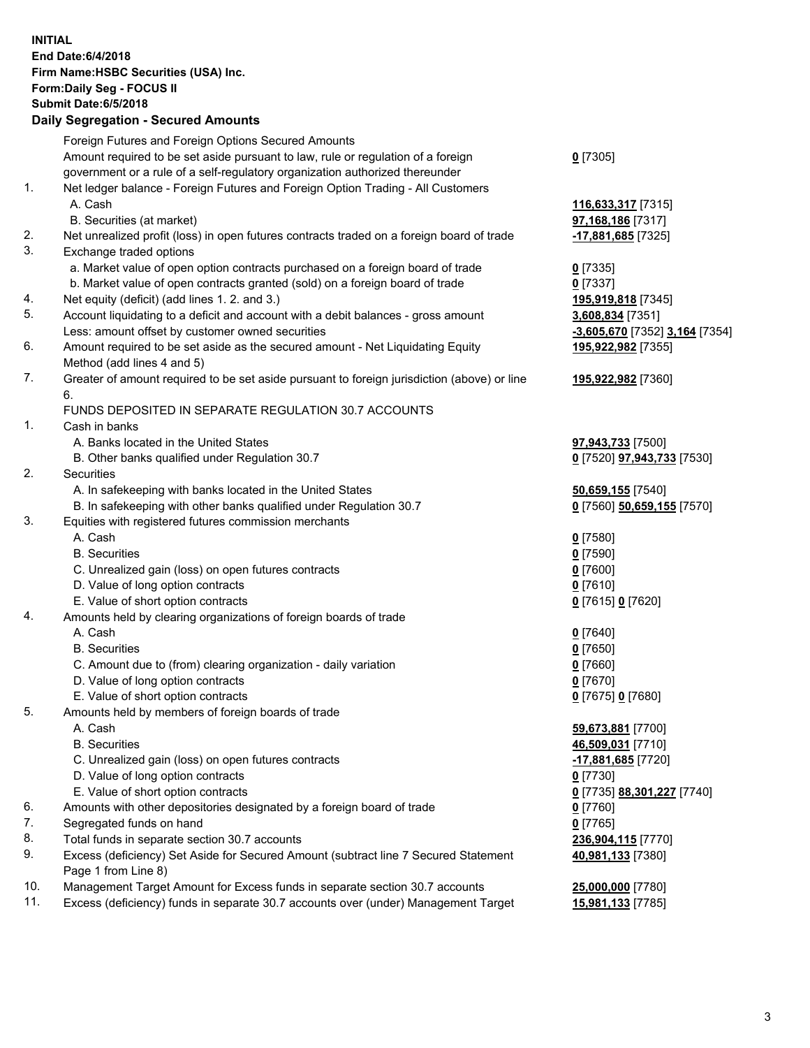**INITIAL**
**End Date:6/4/2018**
**Firm Name:HSBC Securities (USA) Inc.**
**Form:Daily Seg - FOCUS II**
**Submit Date:6/5/2018**

## Daily Segregation - Secured Amounts

| | | |
|---|---|---|
| | Foreign Futures and Foreign Options Secured Amounts | |
| | Amount required to be set aside pursuant to law, rule or regulation of a foreign government or a rule of a self-regulatory organization authorized thereunder | **0** [7305] |
| 1. | Net ledger balance - Foreign Futures and Foreign Option Trading - All Customers | |
| | A. Cash | **116,633,317** [7315] |
| | B. Securities (at market) | **97,168,186** [7317] |
| 2. | Net unrealized profit (loss) in open futures contracts traded on a foreign board of trade | **-17,881,685** [7325] |
| 3. | Exchange traded options | |
| | a. Market value of open option contracts purchased on a foreign board of trade | **0** [7335] |
| | b. Market value of open contracts granted (sold) on a foreign board of trade | **0** [7337] |
| 4. | Net equity (deficit) (add lines 1. 2. and 3.) | **195,919,818** [7345] |
| 5. | Account liquidating to a deficit and account with a debit balances - gross amount | **3,608,834** [7351] |
| | Less: amount offset by customer owned securities | **-3,605,670** [7352] **3,164** [7354] |
| 6. | Amount required to be set aside as the secured amount - Net Liquidating Equity Method (add lines 4 and 5) | **195,922,982** [7355] |
| 7. | Greater of amount required to be set aside pursuant to foreign jurisdiction (above) or line 6. | **195,922,982** [7360] |
| | FUNDS DEPOSITED IN SEPARATE REGULATION 30.7 ACCOUNTS | |
| 1. | Cash in banks | |
| | A. Banks located in the United States | **97,943,733** [7500] |
| | B. Other banks qualified under Regulation 30.7 | **0** [7520] **97,943,733** [7530] |
| 2. | Securities | |
| | A. In safekeeping with banks located in the United States | **50,659,155** [7540] |
| | B. In safekeeping with other banks qualified under Regulation 30.7 | **0** [7560] **50,659,155** [7570] |
| 3. | Equities with registered futures commission merchants | |
| | A. Cash | **0** [7580] |
| | B. Securities | **0** [7590] |
| | C. Unrealized gain (loss) on open futures contracts | **0** [7600] |
| | D. Value of long option contracts | **0** [7610] |
| | E. Value of short option contracts | **0** [7615] **0** [7620] |
| 4. | Amounts held by clearing organizations of foreign boards of trade | |
| | A. Cash | **0** [7640] |
| | B. Securities | **0** [7650] |
| | C. Amount due to (from) clearing organization - daily variation | **0** [7660] |
| | D. Value of long option contracts | **0** [7670] |
| | E. Value of short option contracts | **0** [7675] **0** [7680] |
| 5. | Amounts held by members of foreign boards of trade | |
| | A. Cash | **59,673,881** [7700] |
| | B. Securities | **46,509,031** [7710] |
| | C. Unrealized gain (loss) on open futures contracts | **-17,881,685** [7720] |
| | D. Value of long option contracts | **0** [7730] |
| | E. Value of short option contracts | **0** [7735] **88,301,227** [7740] |
| 6. | Amounts with other depositories designated by a foreign board of trade | **0** [7760] |
| 7. | Segregated funds on hand | **0** [7765] |
| 8. | Total funds in separate section 30.7 accounts | **236,904,115** [7770] |
| 9. | Excess (deficiency) Set Aside for Secured Amount (subtract line 7 Secured Statement Page 1 from Line 8) | **40,981,133** [7380] |
| 10. | Management Target Amount for Excess funds in separate section 30.7 accounts | **25,000,000** [7780] |
| 11. | Excess (deficiency) funds in separate 30.7 accounts over (under) Management Target | **15,981,133** [7785] |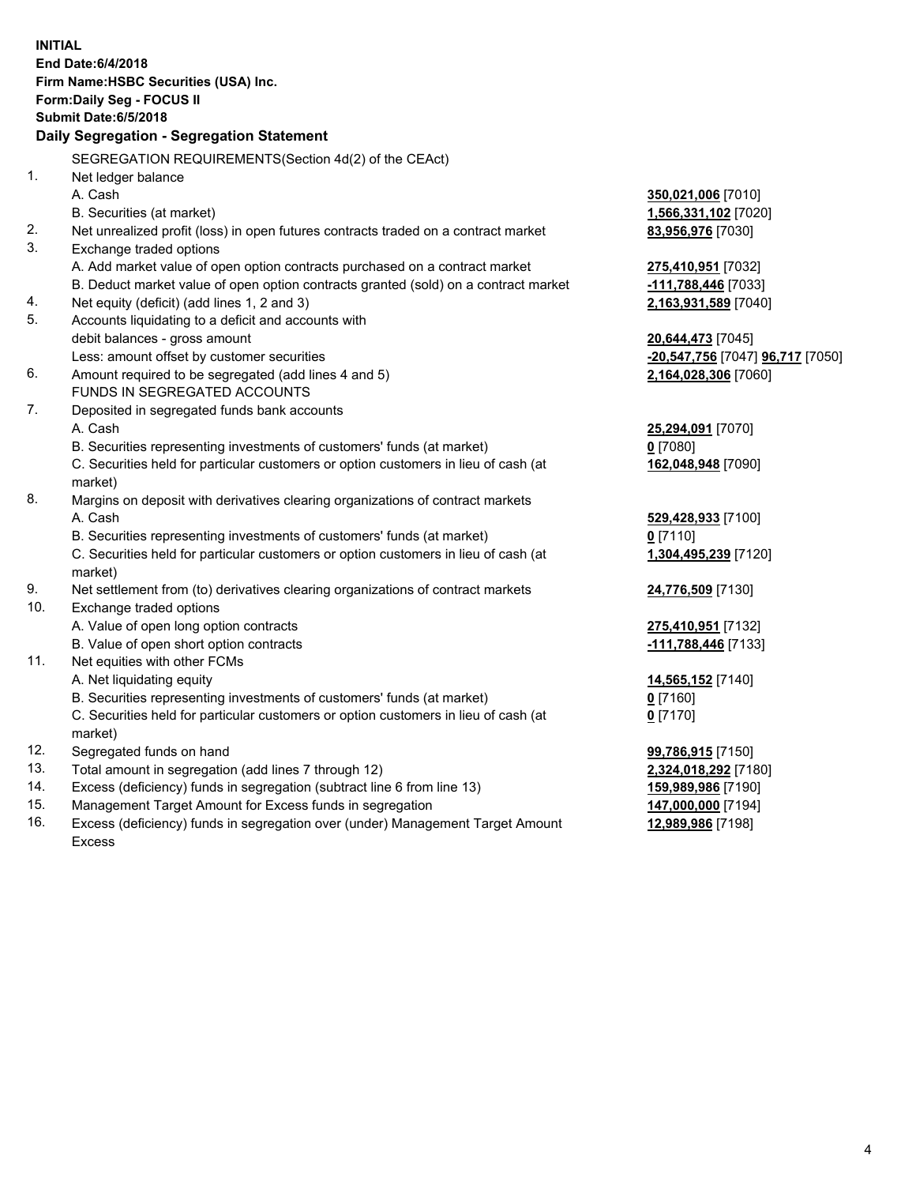**INITIAL**
**End Date:6/4/2018**
**Firm Name:HSBC Securities (USA) Inc.**
**Form:Daily Seg - FOCUS II**
**Submit Date:6/5/2018**

## Daily Segregation - Segregation Statement

SEGREGATION REQUIREMENTS(Section 4d(2) of the CEAct)

| | | |
|---|---|---|
| 1. | Net ledger balance | |
| | A. Cash | **350,021,006** [7010] |
| | B. Securities (at market) | **1,566,331,102** [7020] |
| 2. | Net unrealized profit (loss) in open futures contracts traded on a contract market | **83,956,976** [7030] |
| 3. | Exchange traded options | |
| | A. Add market value of open option contracts purchased on a contract market | **275,410,951** [7032] |
| | B. Deduct market value of open option contracts granted (sold) on a contract market | **-111,788,446** [7033] |
| 4. | Net equity (deficit) (add lines 1, 2 and 3) | **2,163,931,589** [7040] |
| 5. | Accounts liquidating to a deficit and accounts with debit balances - gross amount | **20,644,473** [7045] |
| | Less: amount offset by customer securities | **-20,547,756** [7047] **96,717** [7050] |
| 6. | Amount required to be segregated (add lines 4 and 5) | **2,164,028,306** [7060] |
| | FUNDS IN SEGREGATED ACCOUNTS | |
| 7. | Deposited in segregated funds bank accounts | |
| | A. Cash | **25,294,091** [7070] |
| | B. Securities representing investments of customers' funds (at market) | **0** [7080] |
| | C. Securities held for particular customers or option customers in lieu of cash (at market) | **162,048,948** [7090] |
| 8. | Margins on deposit with derivatives clearing organizations of contract markets | |
| | A. Cash | **529,428,933** [7100] |
| | B. Securities representing investments of customers' funds (at market) | **0** [7110] |
| | C. Securities held for particular customers or option customers in lieu of cash (at market) | **1,304,495,239** [7120] |
| 9. | Net settlement from (to) derivatives clearing organizations of contract markets | **24,776,509** [7130] |
| 10. | Exchange traded options | |
| | A. Value of open long option contracts | **275,410,951** [7132] |
| | B. Value of open short option contracts | **-111,788,446** [7133] |
| 11. | Net equities with other FCMs | |
| | A. Net liquidating equity | **14,565,152** [7140] |
| | B. Securities representing investments of customers' funds (at market) | **0** [7160] |
| | C. Securities held for particular customers or option customers in lieu of cash (at market) | **0** [7170] |
| 12. | Segregated funds on hand | **99,786,915** [7150] |
| 13. | Total amount in segregation (add lines 7 through 12) | **2,324,018,292** [7180] |
| 14. | Excess (deficiency) funds in segregation (subtract line 6 from line 13) | **159,989,986** [7190] |
| 15. | Management Target Amount for Excess funds in segregation | **147,000,000** [7194] |
| 16. | Excess (deficiency) funds in segregation over (under) Management Target Amount Excess | **12,989,986** [7198] |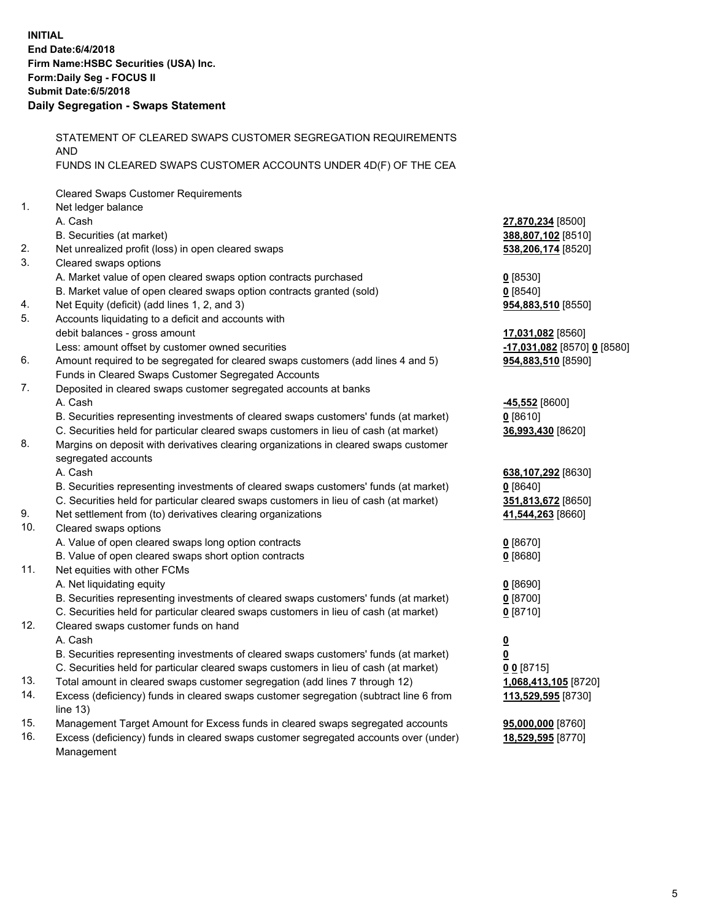**INITIAL**
**End Date:6/4/2018**
**Firm Name:HSBC Securities (USA) Inc.**
**Form:Daily Seg - FOCUS II**
**Submit Date:6/5/2018**
**Daily Segregation - Swaps Statement**

STATEMENT OF CLEARED SWAPS CUSTOMER SEGREGATION REQUIREMENTS AND FUNDS IN CLEARED SWAPS CUSTOMER ACCOUNTS UNDER 4D(F) OF THE CEA

| | | |
|---|---|---|
| | Cleared Swaps Customer Requirements | |
| 1. | Net ledger balance | |
| | A. Cash | **27,870,234** [8500] |
| | B. Securities (at market) | **388,807,102** [8510] |
| 2. | Net unrealized profit (loss) in open cleared swaps | **538,206,174** [8520] |
| 3. | Cleared swaps options | |
| | A. Market value of open cleared swaps option contracts purchased | **0** [8530] |
| | B. Market value of open cleared swaps option contracts granted (sold) | **0** [8540] |
| 4. | Net Equity (deficit) (add lines 1, 2, and 3) | **954,883,510** [8550] |
| 5. | Accounts liquidating to a deficit and accounts with debit balances - gross amount | **17,031,082** [8560] |
| | Less: amount offset by customer owned securities | **-17,031,082** [8570] **0** [8580] |
| 6. | Amount required to be segregated for cleared swaps customers (add lines 4 and 5) | **954,883,510** [8590] |
| | Funds in Cleared Swaps Customer Segregated Accounts | |
| 7. | Deposited in cleared swaps customer segregated accounts at banks | |
| | A. Cash | **-45,552** [8600] |
| | B. Securities representing investments of cleared swaps customers' funds (at market) | **0** [8610] |
| | C. Securities held for particular cleared swaps customers in lieu of cash (at market) | **36,993,430** [8620] |
| 8. | Margins on deposit with derivatives clearing organizations in cleared swaps customer segregated accounts | |
| | A. Cash | **638,107,292** [8630] |
| | B. Securities representing investments of cleared swaps customers' funds (at market) | **0** [8640] |
| | C. Securities held for particular cleared swaps customers in lieu of cash (at market) | **351,813,672** [8650] |
| 9. | Net settlement from (to) derivatives clearing organizations | **41,544,263** [8660] |
| 10. | Cleared swaps options | |
| | A. Value of open cleared swaps long option contracts | **0** [8670] |
| | B. Value of open cleared swaps short option contracts | **0** [8680] |
| 11. | Net equities with other FCMs | |
| | A. Net liquidating equity | **0** [8690] |
| | B. Securities representing investments of cleared swaps customers' funds (at market) | **0** [8700] |
| | C. Securities held for particular cleared swaps customers in lieu of cash (at market) | **0** [8710] |
| 12. | Cleared swaps customer funds on hand | |
| | A. Cash | **0** |
| | B. Securities representing investments of cleared swaps customers' funds (at market) | **0** |
| | C. Securities held for particular cleared swaps customers in lieu of cash (at market) | **0** **0** [8715] |
| 13. | Total amount in cleared swaps customer segregation (add lines 7 through 12) | **1,068,413,105** [8720] |
| 14. | Excess (deficiency) funds in cleared swaps customer segregation (subtract line 6 from line 13) | **113,529,595** [8730] |
| 15. | Management Target Amount for Excess funds in cleared swaps segregated accounts | **95,000,000** [8760] |
| 16. | Excess (deficiency) funds in cleared swaps customer segregated accounts over (under) Management | **18,529,595** [8770] |